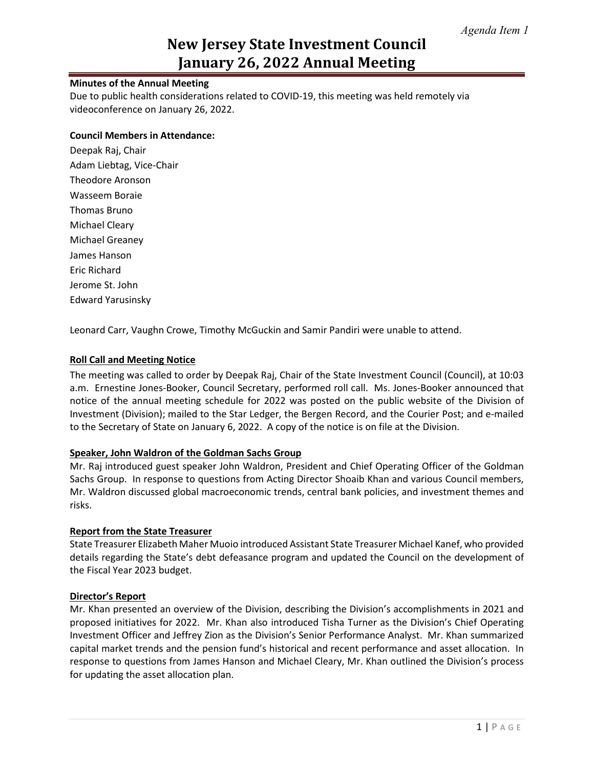*Agenda Item 1*

# New Jersey State Investment Council
# January 26, 2022 Annual Meeting

**Minutes of the Annual Meeting**

Due to public health considerations related to COVID-19, this meeting was held remotely via videoconference on January 26, 2022.

**Council Members in Attendance:**

Deepak Raj, Chair
Adam Liebtag, Vice-Chair
Theodore Aronson
Wasseem Boraie
Thomas Bruno
Michael Cleary
Michael Greaney
James Hanson
Eric Richard
Jerome St. John
Edward Yarusinsky

Leonard Carr, Vaughn Crowe, Timothy McGuckin and Samir Pandiri were unable to attend.

## Roll Call and Meeting Notice

The meeting was called to order by Deepak Raj, Chair of the State Investment Council (Council), at 10:03 a.m. Ernestine Jones-Booker, Council Secretary, performed roll call. Ms. Jones-Booker announced that notice of the annual meeting schedule for 2022 was posted on the public website of the Division of Investment (Division); mailed to the Star Ledger, the Bergen Record, and the Courier Post; and e-mailed to the Secretary of State on January 6, 2022. A copy of the notice is on file at the Division.

## Speaker, John Waldron of the Goldman Sachs Group

Mr. Raj introduced guest speaker John Waldron, President and Chief Operating Officer of the Goldman Sachs Group. In response to questions from Acting Director Shoaib Khan and various Council members, Mr. Waldron discussed global macroeconomic trends, central bank policies, and investment themes and risks.

## Report from the State Treasurer

State Treasurer Elizabeth Maher Muoio introduced Assistant State Treasurer Michael Kanef, who provided details regarding the State's debt defeasance program and updated the Council on the development of the Fiscal Year 2023 budget.

## Director's Report

Mr. Khan presented an overview of the Division, describing the Division's accomplishments in 2021 and proposed initiatives for 2022. Mr. Khan also introduced Tisha Turner as the Division's Chief Operating Investment Officer and Jeffrey Zion as the Division's Senior Performance Analyst. Mr. Khan summarized capital market trends and the pension fund's historical and recent performance and asset allocation. In response to questions from James Hanson and Michael Cleary, Mr. Khan outlined the Division's process for updating the asset allocation plan.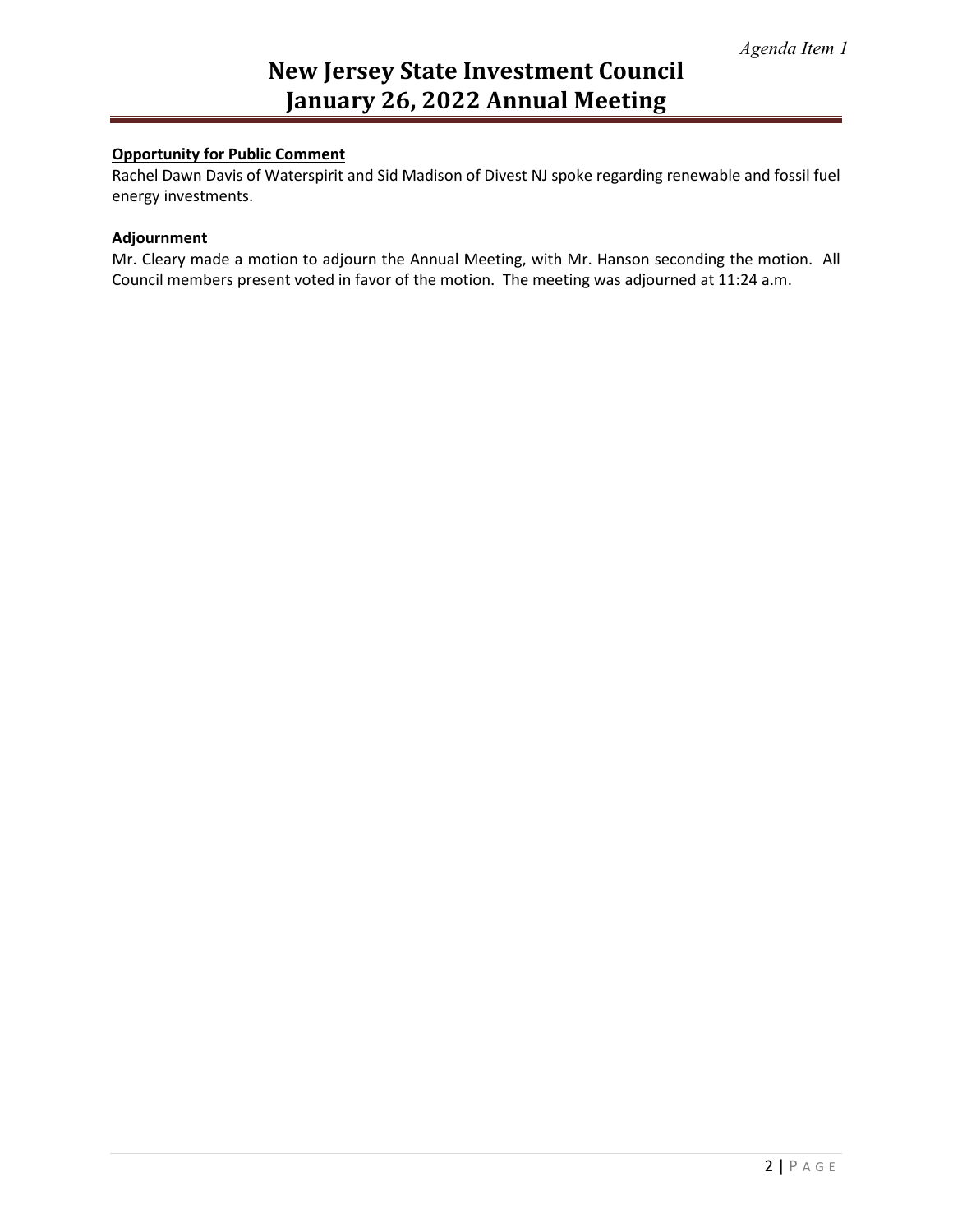**Opportunity for Public Comment**

Rachel Dawn Davis of Waterspirit and Sid Madison of Divest NJ spoke regarding renewable and fossil fuel energy investments.

**Adjournment**

Mr. Cleary made a motion to adjourn the Annual Meeting, with Mr. Hanson seconding the motion. All Council members present voted in favor of the motion. The meeting was adjourned at 11:24 a.m.